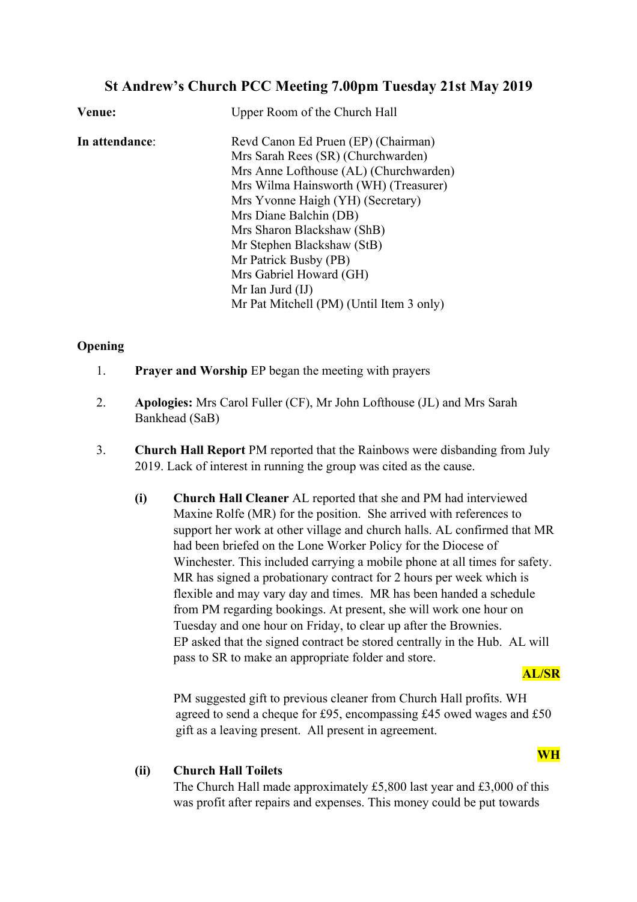# St Andrew's Church PCC Meeting 7.00pm Tuesday 21st May 2019

**Venue:** Upper Room of the Church Hall

**In attendance**:
Revd Canon Ed Pruen (EP) (Chairman)
Mrs Sarah Rees (SR) (Churchwarden)
Mrs Anne Lofthouse (AL) (Churchwarden)
Mrs Wilma Hainsworth (WH) (Treasurer)
Mrs Yvonne Haigh (YH) (Secretary)
Mrs Diane Balchin (DB)
Mrs Sharon Blackshaw (ShB)
Mr Stephen Blackshaw (StB)
Mr Patrick Busby (PB)
Mrs Gabriel Howard (GH)
Mr Ian Jurd (IJ)
Mr Pat Mitchell (PM) (Until Item 3 only)

## Opening

1. **Prayer and Worship** EP began the meeting with prayers

2. **Apologies:** Mrs Carol Fuller (CF), Mr John Lofthouse (JL) and Mrs Sarah Bankhead (SaB)

3. **Church Hall Report** PM reported that the Rainbows were disbanding from July 2019. Lack of interest in running the group was cited as the cause.

   **(i) Church Hall Cleaner** AL reported that she and PM had interviewed Maxine Rolfe (MR) for the position. She arrived with references to support her work at other village and church halls. AL confirmed that MR had been briefed on the Lone Worker Policy for the Diocese of Winchester. This included carrying a mobile phone at all times for safety. MR has signed a probationary contract for 2 hours per week which is flexible and may vary day and times. MR has been handed a schedule from PM regarding bookings. At present, she will work one hour on Tuesday and one hour on Friday, to clear up after the Brownies. EP asked that the signed contract be stored centrally in the Hub. AL will pass to SR to make an appropriate folder and store.

   **AL/SR**

   PM suggested gift to previous cleaner from Church Hall profits. WH agreed to send a cheque for £95, encompassing £45 owed wages and £50 gift as a leaving present. All present in agreement.

   **WH**

   **(ii) Church Hall Toilets**
   The Church Hall made approximately £5,800 last year and £3,000 of this was profit after repairs and expenses. This money could be put towards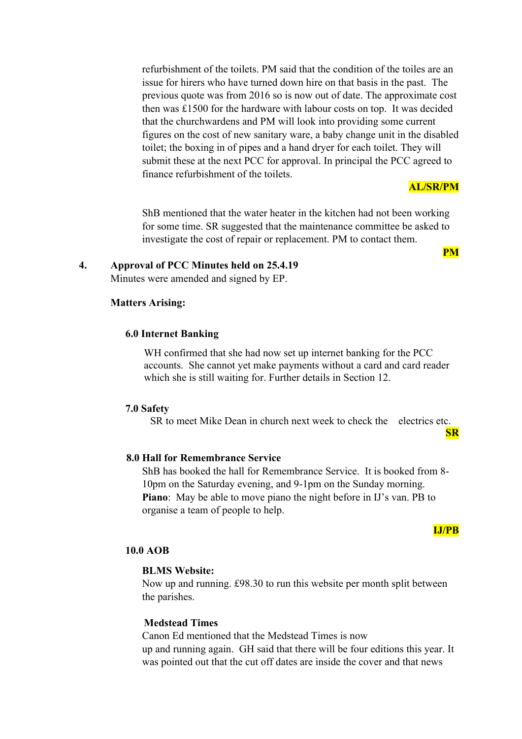refurbishment of the toilets. PM said that the condition of the toiles are an issue for hirers who have turned down hire on that basis in the past. The previous quote was from 2016 so is now out of date. The approximate cost then was £1500 for the hardware with labour costs on top. It was decided that the churchwardens and PM will look into providing some current figures on the cost of new sanitary ware, a baby change unit in the disabled toilet; the boxing in of pipes and a hand dryer for each toilet. They will submit these at the next PCC for approval. In principal the PCC agreed to finance refurbishment of the toilets.

**AL/SR/PM**

ShB mentioned that the water heater in the kitchen had not been working for some time. SR suggested that the maintenance committee be asked to investigate the cost of repair or replacement. PM to contact them.

**PM**

**4. Approval of PCC Minutes held on 25.4.19**

Minutes were amended and signed by EP.

**Matters Arising:**

**6.0 Internet Banking**

WH confirmed that she had now set up internet banking for the PCC accounts. She cannot yet make payments without a card and card reader which she is still waiting for. Further details in Section 12.

**7.0 Safety**

SR to meet Mike Dean in church next week to check the electrics etc.

**SR**

**8.0 Hall for Remembrance Service**

ShB has booked the hall for Remembrance Service. It is booked from 8-10pm on the Saturday evening, and 9-1pm on the Sunday morning.
**Piano**: May be able to move piano the night before in IJ's van. PB to organise a team of people to help.

**IJ/PB**

**10.0 AOB**

**BLMS Website:**
Now up and running. £98.30 to run this website per month split between the parishes.

**Medstead Times**
Canon Ed mentioned that the Medstead Times is now up and running again. GH said that there will be four editions this year. It was pointed out that the cut off dates are inside the cover and that news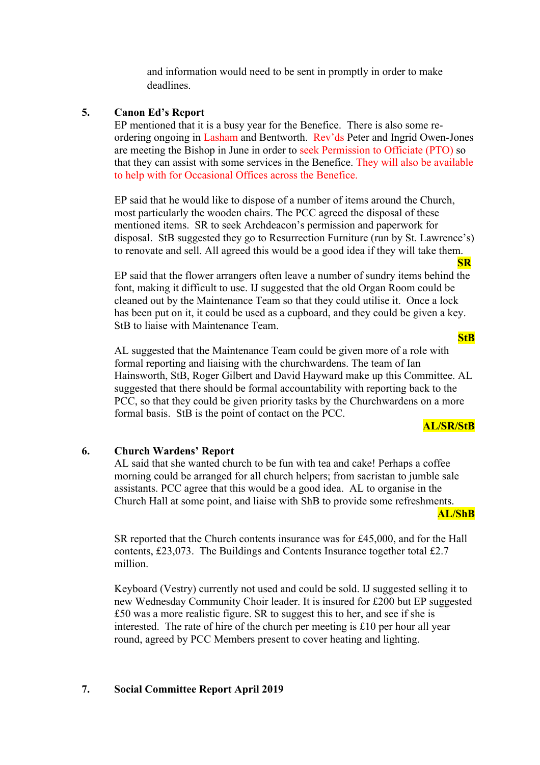and information would need to be sent in promptly in order to make deadlines.

**5. Canon Ed's Report**

EP mentioned that it is a busy year for the Benefice. There is also some re-ordering ongoing in Lasham and Bentworth. Rev'ds Peter and Ingrid Owen-Jones are meeting the Bishop in June in order to seek Permission to Officiate (PTO) so that they can assist with some services in the Benefice. They will also be available to help with for Occasional Offices across the Benefice.

EP said that he would like to dispose of a number of items around the Church, most particularly the wooden chairs. The PCC agreed the disposal of these mentioned items. SR to seek Archdeacon's permission and paperwork for disposal. StB suggested they go to Resurrection Furniture (run by St. Lawrence's) to renovate and sell. All agreed this would be a good idea if they will take them.

**SR**

EP said that the flower arrangers often leave a number of sundry items behind the font, making it difficult to use. IJ suggested that the old Organ Room could be cleaned out by the Maintenance Team so that they could utilise it. Once a lock has been put on it, it could be used as a cupboard, and they could be given a key. StB to liaise with Maintenance Team.

**StB**

AL suggested that the Maintenance Team could be given more of a role with formal reporting and liaising with the churchwardens. The team of Ian Hainsworth, StB, Roger Gilbert and David Hayward make up this Committee. AL suggested that there should be formal accountability with reporting back to the PCC, so that they could be given priority tasks by the Churchwardens on a more formal basis. StB is the point of contact on the PCC.

**AL/SR/StB**

**6. Church Wardens' Report**

AL said that she wanted church to be fun with tea and cake! Perhaps a coffee morning could be arranged for all church helpers; from sacristan to jumble sale assistants. PCC agree that this would be a good idea. AL to organise in the Church Hall at some point, and liaise with ShB to provide some refreshments.

**AL/ShB**

SR reported that the Church contents insurance was for £45,000, and for the Hall contents, £23,073. The Buildings and Contents Insurance together total £2.7 million.

Keyboard (Vestry) currently not used and could be sold. IJ suggested selling it to new Wednesday Community Choir leader. It is insured for £200 but EP suggested £50 was a more realistic figure. SR to suggest this to her, and see if she is interested. The rate of hire of the church per meeting is £10 per hour all year round, agreed by PCC Members present to cover heating and lighting.

**7. Social Committee Report April 2019**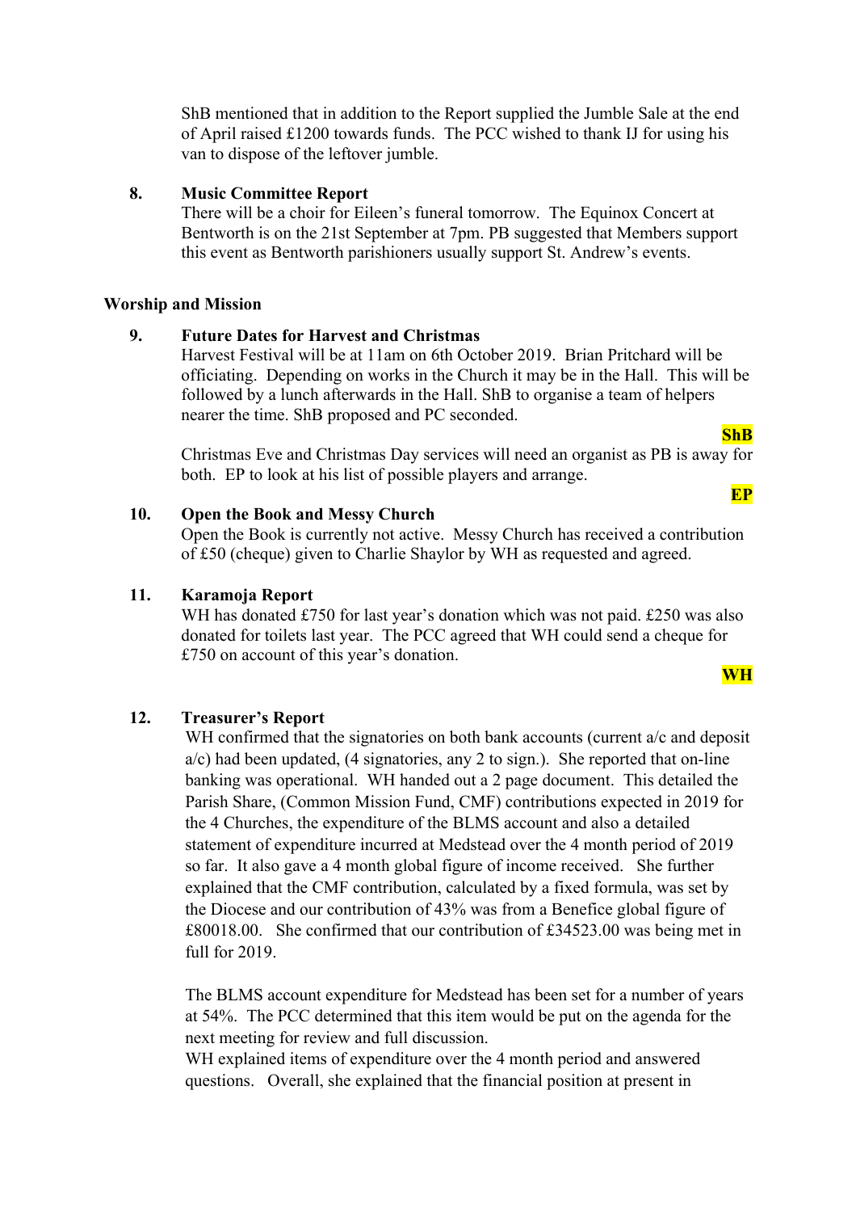ShB mentioned that in addition to the Report supplied the Jumble Sale at the end of April raised £1200 towards funds. The PCC wished to thank IJ for using his van to dispose of the leftover jumble.

**8. Music Committee Report**

There will be a choir for Eileen's funeral tomorrow. The Equinox Concert at Bentworth is on the 21st September at 7pm. PB suggested that Members support this event as Bentworth parishioners usually support St. Andrew's events.

## Worship and Mission

**9. Future Dates for Harvest and Christmas**

Harvest Festival will be at 11am on 6th October 2019. Brian Pritchard will be officiating. Depending on works in the Church it may be in the Hall. This will be followed by a lunch afterwards in the Hall. ShB to organise a team of helpers nearer the time. ShB proposed and PC seconded.

**ShB**

Christmas Eve and Christmas Day services will need an organist as PB is away for both. EP to look at his list of possible players and arrange.

**EP**

**10. Open the Book and Messy Church**

Open the Book is currently not active. Messy Church has received a contribution of £50 (cheque) given to Charlie Shaylor by WH as requested and agreed.

**11. Karamoja Report**

WH has donated £750 for last year's donation which was not paid. £250 was also donated for toilets last year. The PCC agreed that WH could send a cheque for £750 on account of this year's donation.

**WH**

**12. Treasurer's Report**

WH confirmed that the signatories on both bank accounts (current a/c and deposit a/c) had been updated, (4 signatories, any 2 to sign.). She reported that on-line banking was operational. WH handed out a 2 page document. This detailed the Parish Share, (Common Mission Fund, CMF) contributions expected in 2019 for the 4 Churches, the expenditure of the BLMS account and also a detailed statement of expenditure incurred at Medstead over the 4 month period of 2019 so far. It also gave a 4 month global figure of income received. She further explained that the CMF contribution, calculated by a fixed formula, was set by the Diocese and our contribution of 43% was from a Benefice global figure of £80018.00. She confirmed that our contribution of £34523.00 was being met in full for 2019.

The BLMS account expenditure for Medstead has been set for a number of years at 54%. The PCC determined that this item would be put on the agenda for the next meeting for review and full discussion.

WH explained items of expenditure over the 4 month period and answered questions. Overall, she explained that the financial position at present in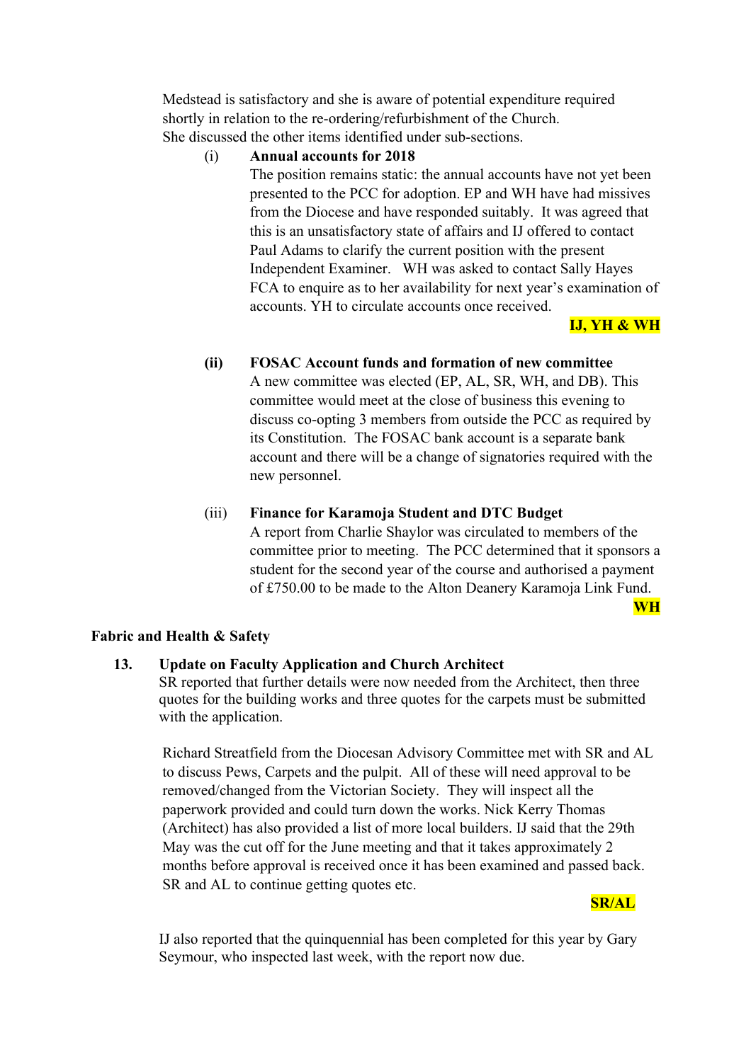Medstead is satisfactory and she is aware of potential expenditure required shortly in relation to the re-ordering/refurbishment of the Church. She discussed the other items identified under sub-sections.

(i) **Annual accounts for 2018**

The position remains static: the annual accounts have not yet been presented to the PCC for adoption. EP and WH have had missives from the Diocese and have responded suitably. It was agreed that this is an unsatisfactory state of affairs and IJ offered to contact Paul Adams to clarify the current position with the present Independent Examiner. WH was asked to contact Sally Hayes FCA to enquire as to her availability for next year's examination of accounts. YH to circulate accounts once received.

**IJ, YH & WH**

**(ii) FOSAC Account funds and formation of new committee**

A new committee was elected (EP, AL, SR, WH, and DB). This committee would meet at the close of business this evening to discuss co-opting 3 members from outside the PCC as required by its Constitution. The FOSAC bank account is a separate bank account and there will be a change of signatories required with the new personnel.

(iii) **Finance for Karamoja Student and DTC Budget**

A report from Charlie Shaylor was circulated to members of the committee prior to meeting. The PCC determined that it sponsors a student for the second year of the course and authorised a payment of £750.00 to be made to the Alton Deanery Karamoja Link Fund.

**WH**

## Fabric and Health & Safety

**13. Update on Faculty Application and Church Architect**

SR reported that further details were now needed from the Architect, then three quotes for the building works and three quotes for the carpets must be submitted with the application.

Richard Streatfield from the Diocesan Advisory Committee met with SR and AL to discuss Pews, Carpets and the pulpit. All of these will need approval to be removed/changed from the Victorian Society. They will inspect all the paperwork provided and could turn down the works. Nick Kerry Thomas (Architect) has also provided a list of more local builders. IJ said that the 29th May was the cut off for the June meeting and that it takes approximately 2 months before approval is received once it has been examined and passed back. SR and AL to continue getting quotes etc.

**SR/AL**

IJ also reported that the quinquennial has been completed for this year by Gary Seymour, who inspected last week, with the report now due.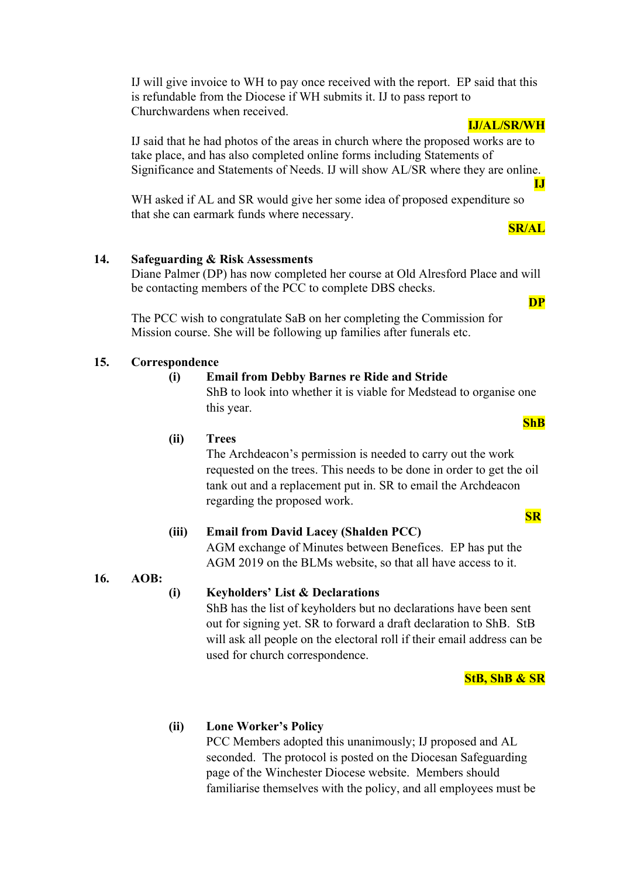IJ will give invoice to WH to pay once received with the report. EP said that this is refundable from the Diocese if WH submits it. IJ to pass report to Churchwardens when received.

**IJ/AL/SR/WH**

IJ said that he had photos of the areas in church where the proposed works are to take place, and has also completed online forms including Statements of Significance and Statements of Needs. IJ will show AL/SR where they are online.

**IJ**

WH asked if AL and SR would give her some idea of proposed expenditure so that she can earmark funds where necessary.

**SR/AL**

**14. Safeguarding & Risk Assessments**

Diane Palmer (DP) has now completed her course at Old Alresford Place and will be contacting members of the PCC to complete DBS checks.

**DP**

The PCC wish to congratulate SaB on her completing the Commission for Mission course. She will be following up families after funerals etc.

**15. Correspondence**

**(i) Email from Debby Barnes re Ride and Stride**

ShB to look into whether it is viable for Medstead to organise one this year.

**ShB**

**(ii) Trees**

The Archdeacon's permission is needed to carry out the work requested on the trees. This needs to be done in order to get the oil tank out and a replacement put in. SR to email the Archdeacon regarding the proposed work.

**SR**

**(iii) Email from David Lacey (Shalden PCC)**

AGM exchange of Minutes between Benefices. EP has put the AGM 2019 on the BLMs website, so that all have access to it.

**16. AOB:**

**(i) Keyholders' List & Declarations**

ShB has the list of keyholders but no declarations have been sent out for signing yet. SR to forward a draft declaration to ShB. StB will ask all people on the electoral roll if their email address can be used for church correspondence.

**StB, ShB & SR**

**(ii) Lone Worker's Policy**

PCC Members adopted this unanimously; IJ proposed and AL seconded. The protocol is posted on the Diocesan Safeguarding page of the Winchester Diocese website. Members should familiarise themselves with the policy, and all employees must be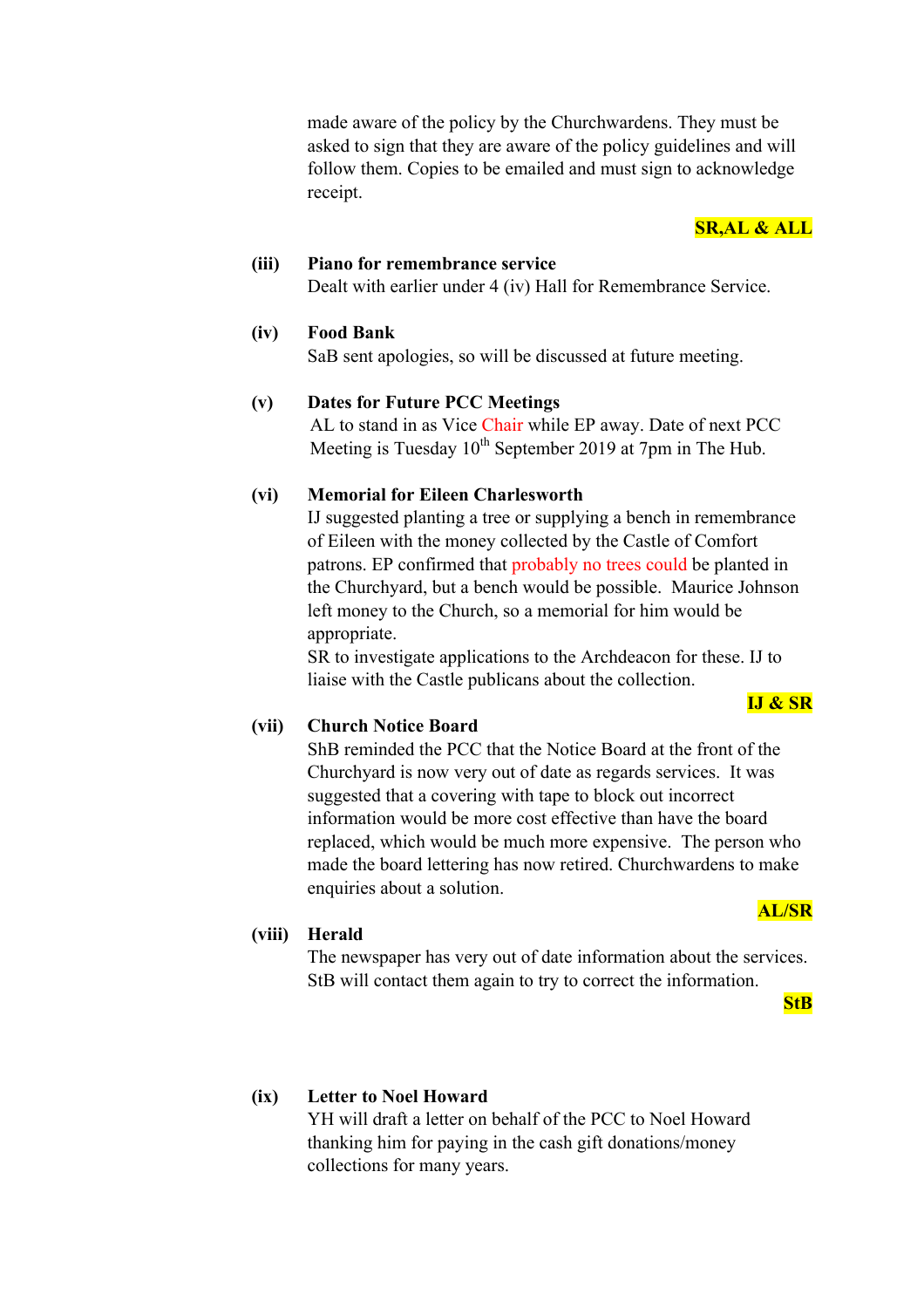made aware of the policy by the Churchwardens. They must be asked to sign that they are aware of the policy guidelines and will follow them. Copies to be emailed and must sign to acknowledge receipt.

**SR,AL & ALL**

**(iii) Piano for remembrance service**

Dealt with earlier under 4 (iv) Hall for Remembrance Service.

**(iv) Food Bank**

SaB sent apologies, so will be discussed at future meeting.

**(v) Dates for Future PCC Meetings**

AL to stand in as Vice Chair while EP away. Date of next PCC Meeting is Tuesday 10th September 2019 at 7pm in The Hub.

**(vi) Memorial for Eileen Charlesworth**

IJ suggested planting a tree or supplying a bench in remembrance of Eileen with the money collected by the Castle of Comfort patrons. EP confirmed that probably no trees could be planted in the Churchyard, but a bench would be possible. Maurice Johnson left money to the Church, so a memorial for him would be appropriate.

SR to investigate applications to the Archdeacon for these. IJ to liaise with the Castle publicans about the collection.

**IJ & SR**

**(vii) Church Notice Board**

ShB reminded the PCC that the Notice Board at the front of the Churchyard is now very out of date as regards services. It was suggested that a covering with tape to block out incorrect information would be more cost effective than have the board replaced, which would be much more expensive. The person who made the board lettering has now retired. Churchwardens to make enquiries about a solution.

**AL/SR**

**(viii) Herald**

The newspaper has very out of date information about the services. StB will contact them again to try to correct the information.

**StB**

**(ix) Letter to Noel Howard**

YH will draft a letter on behalf of the PCC to Noel Howard thanking him for paying in the cash gift donations/money collections for many years.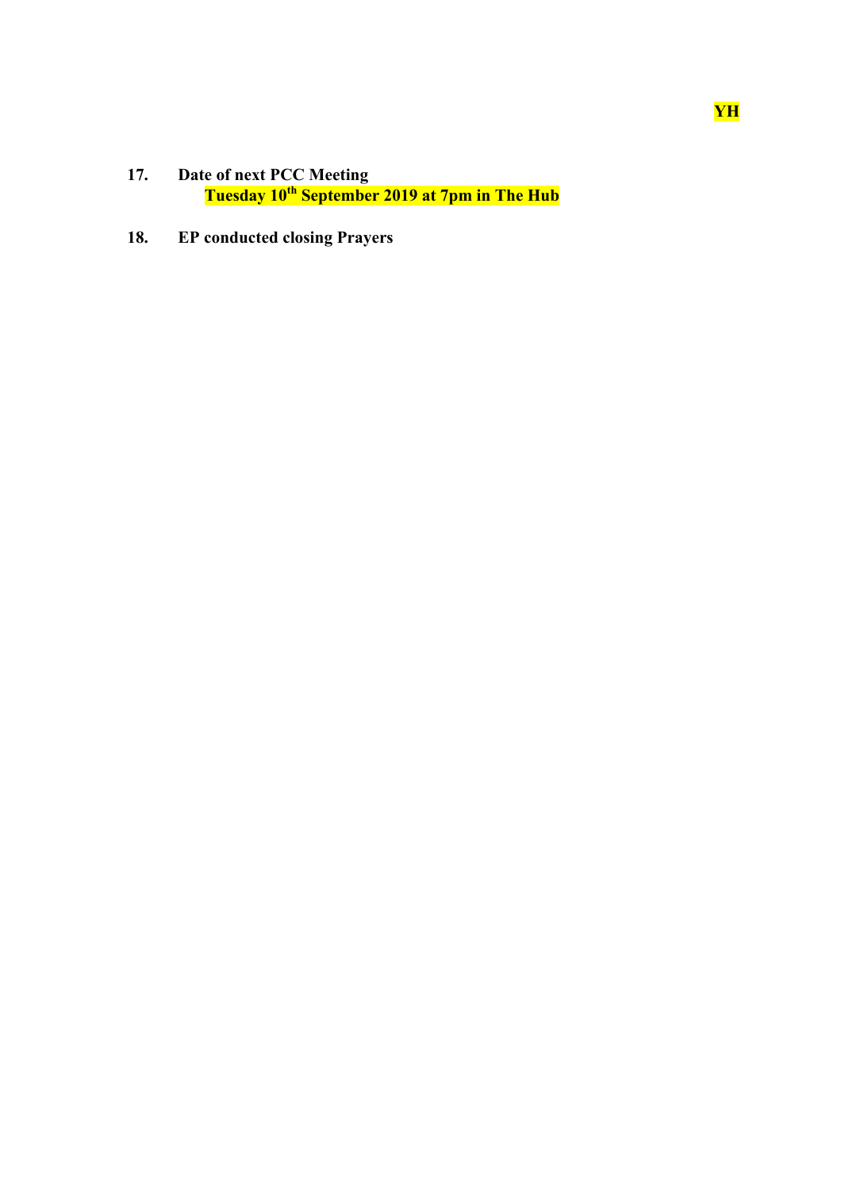**YH**

**17. Date of next PCC Meeting**

**Tuesday 10th September 2019 at 7pm in The Hub**

**18. EP conducted closing Prayers**